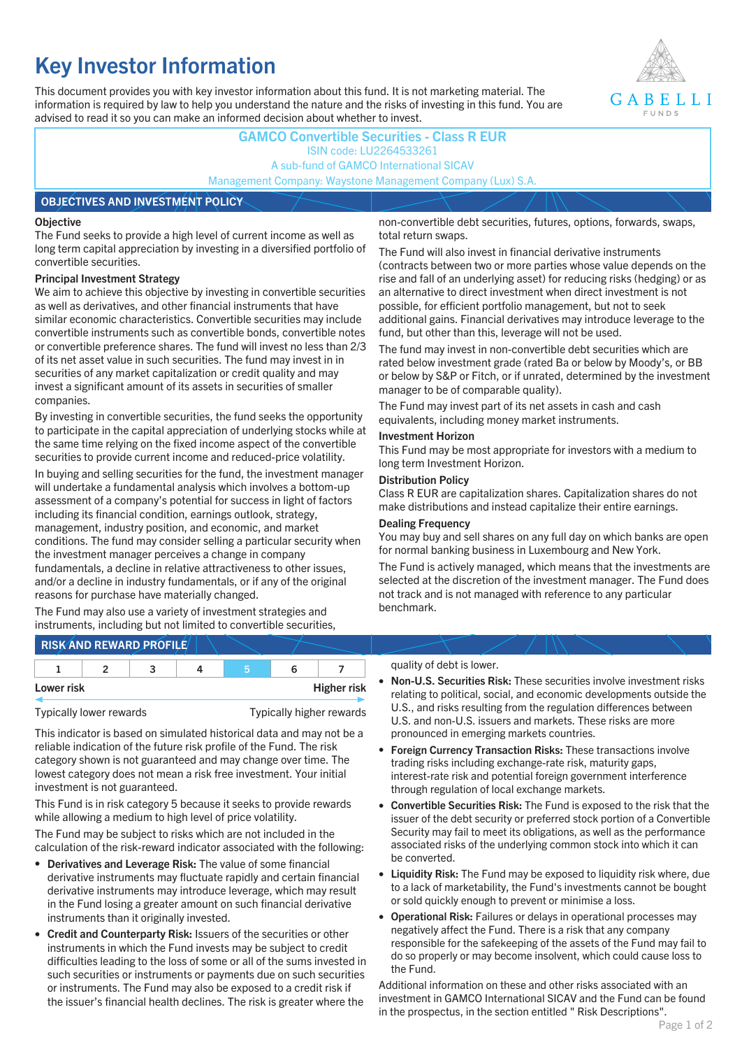# Key Investor Information

This document provides you with key investor information about this fund. It is not marketing material. The information is required by law to help you understand the nature and the risks of investing in this fund. You are advised to read it so you can make an informed decision about whether to invest.

**GAMCO Convertible Securities - Class R EUR**
ISIN code: LU2264533261
A sub-fund of GAMCO International SICAV
Management Company: Waystone Management Company (Lux) S.A.

## OBJECTIVES AND INVESTMENT POLICY

**Objective**

The Fund seeks to provide a high level of current income as well as long term capital appreciation by investing in a diversified portfolio of convertible securities.

**Principal Investment Strategy**

We aim to achieve this objective by investing in convertible securities as well as derivatives, and other financial instruments that have similar economic characteristics. Convertible securities may include convertible instruments such as convertible bonds, convertible notes or convertible preference shares. The fund will invest no less than 2/3 of its net asset value in such securities. The fund may invest in in securities of any market capitalization or credit quality and may invest a significant amount of its assets in securities of smaller companies.

By investing in convertible securities, the fund seeks the opportunity to participate in the capital appreciation of underlying stocks while at the same time relying on the fixed income aspect of the convertible securities to provide current income and reduced-price volatility.

In buying and selling securities for the fund, the investment manager will undertake a fundamental analysis which involves a bottom-up assessment of a company's potential for success in light of factors including its financial condition, earnings outlook, strategy, management, industry position, and economic, and market conditions. The fund may consider selling a particular security when the investment manager perceives a change in company fundamentals, a decline in relative attractiveness to other issues, and/or a decline in industry fundamentals, or if any of the original reasons for purchase have materially changed.

The Fund may also use a variety of investment strategies and instruments, including but not limited to convertible securities, non-convertible debt securities, futures, options, forwards, swaps, total return swaps.

The Fund will also invest in financial derivative instruments (contracts between two or more parties whose value depends on the rise and fall of an underlying asset) for reducing risks (hedging) or as an alternative to direct investment when direct investment is not possible, for efficient portfolio management, but not to seek additional gains. Financial derivatives may introduce leverage to the fund, but other than this, leverage will not be used.

The fund may invest in non-convertible debt securities which are rated below investment grade (rated Ba or below by Moody's, or BB or below by S&P or Fitch, or if unrated, determined by the investment manager to be of comparable quality).

The Fund may invest part of its net assets in cash and cash equivalents, including money market instruments.

**Investment Horizon**

This Fund may be most appropriate for investors with a medium to long term Investment Horizon.

**Distribution Policy**

Class R EUR are capitalization shares. Capitalization shares do not make distributions and instead capitalize their entire earnings.

**Dealing Frequency**

You may buy and sell shares on any full day on which banks are open for normal banking business in Luxembourg and New York.

The Fund is actively managed, which means that the investments are selected at the discretion of the investment manager. The Fund does not track and is not managed with reference to any particular benchmark.

## RISK AND REWARD PROFILE

| 1 | 2 | 3 | 4 | **5** | 6 | 7 |
|---|---|---|---|---|---|---|

**Lower risk** — **Higher risk**

Typically lower rewards — Typically higher rewards

This indicator is based on simulated historical data and may not be a reliable indication of the future risk profile of the Fund. The risk category shown is not guaranteed and may change over time. The lowest category does not mean a risk free investment. Your initial investment is not guaranteed.

This Fund is in risk category 5 because it seeks to provide rewards while allowing a medium to high level of price volatility.

The Fund may be subject to risks which are not included in the calculation of the risk-reward indicator associated with the following:

- **Derivatives and Leverage Risk:** The value of some financial derivative instruments may fluctuate rapidly and certain financial derivative instruments may introduce leverage, which may result in the Fund losing a greater amount on such financial derivative instruments than it originally invested.
- **Credit and Counterparty Risk:** Issuers of the securities or other instruments in which the Fund invests may be subject to credit difficulties leading to the loss of some or all of the sums invested in such securities or instruments or payments due on such securities or instruments. The Fund may also be exposed to a credit risk if the issuer's financial health declines. The risk is greater where the quality of debt is lower.
- **Non-U.S. Securities Risk:** These securities involve investment risks relating to political, social, and economic developments outside the U.S., and risks resulting from the regulation differences between U.S. and non-U.S. issuers and markets. These risks are more pronounced in emerging markets countries.
- **Foreign Currency Transaction Risks:** These transactions involve trading risks including exchange-rate risk, maturity gaps, interest-rate risk and potential foreign government interference through regulation of local exchange markets.
- **Convertible Securities Risk:** The Fund is exposed to the risk that the issuer of the debt security or preferred stock portion of a Convertible Security may fail to meet its obligations, as well as the performance associated risks of the underlying common stock into which it can be converted.
- **Liquidity Risk:** The Fund may be exposed to liquidity risk where, due to a lack of marketability, the Fund's investments cannot be bought or sold quickly enough to prevent or minimise a loss.
- **Operational Risk:** Failures or delays in operational processes may negatively affect the Fund. There is a risk that any company responsible for the safekeeping of the assets of the Fund may fail to do so properly or may become insolvent, which could cause loss to the Fund.

Additional information on these and other risks associated with an investment in GAMCO International SICAV and the Fund can be found in the prospectus, in the section entitled " Risk Descriptions".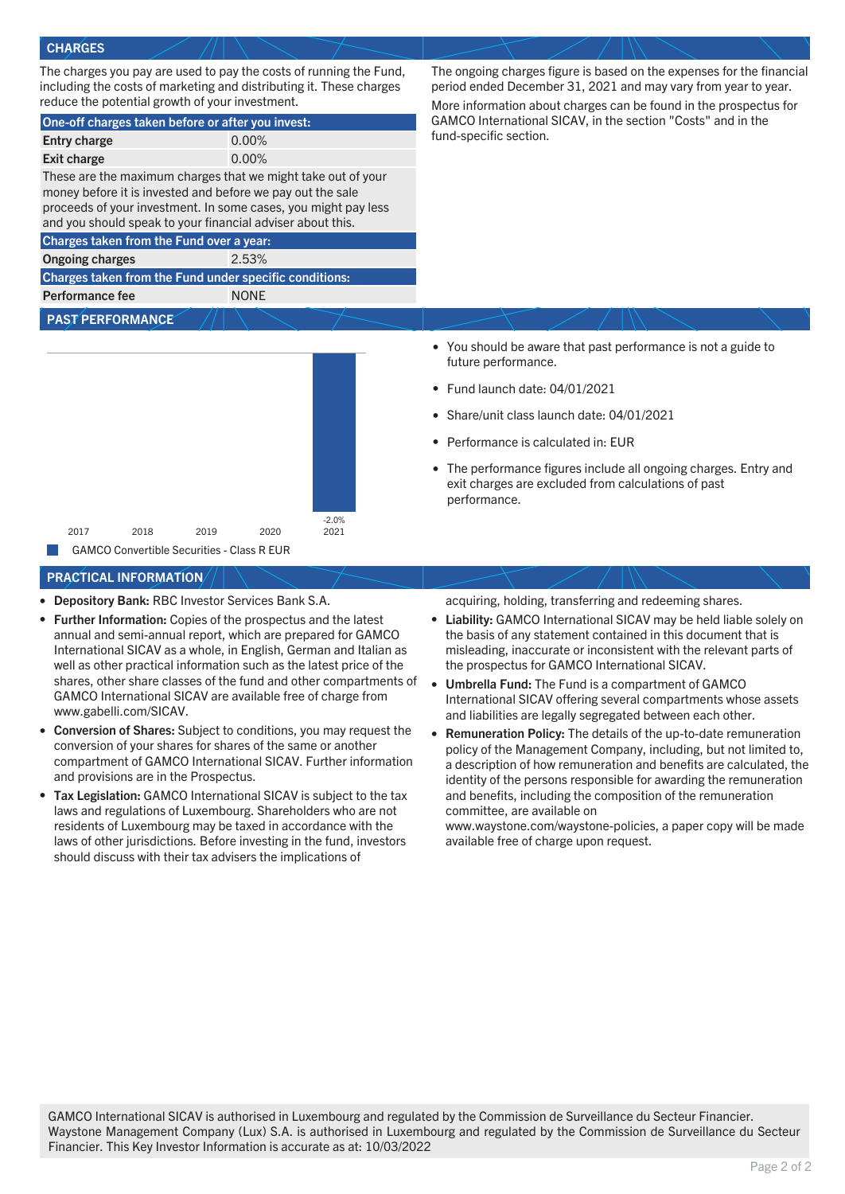## CHARGES

The charges you pay are used to pay the costs of running the Fund, including the costs of marketing and distributing it. These charges reduce the potential growth of your investment.

| One-off charges taken before or after you invest: | |
|---|---|
| **Entry charge** | 0.00% |
| **Exit charge** | 0.00% |
| These are the maximum charges that we might take out of your money before it is invested and before we pay out the sale proceeds of your investment. In some cases, you might pay less and you should speak to your financial adviser about this. | |
| **Charges taken from the Fund over a year:** | |
| **Ongoing charges** | 2.53% |
| **Charges taken from the Fund under specific conditions:** | |
| **Performance fee** | NONE |

The ongoing charges figure is based on the expenses for the financial period ended December 31, 2021 and may vary from year to year.

More information about charges can be found in the prospectus for GAMCO International SICAV, in the section "Costs" and in the fund-specific section.

## PAST PERFORMANCE

-2.0%

2017 2018 2019 2020 2021

GAMCO Convertible Securities - Class R EUR

- You should be aware that past performance is not a guide to future performance.
- Fund launch date: 04/01/2021
- Share/unit class launch date: 04/01/2021
- Performance is calculated in: EUR
- The performance figures include all ongoing charges. Entry and exit charges are excluded from calculations of past performance.

## PRACTICAL INFORMATION

- **Depository Bank:** RBC Investor Services Bank S.A.
- **Further Information:** Copies of the prospectus and the latest annual and semi-annual report, which are prepared for GAMCO International SICAV as a whole, in English, German and Italian as well as other practical information such as the latest price of the shares, other share classes of the fund and other compartments of GAMCO International SICAV are available free of charge from www.gabelli.com/SICAV.
- **Conversion of Shares:** Subject to conditions, you may request the conversion of your shares for shares of the same or another compartment of GAMCO International SICAV. Further information and provisions are in the Prospectus.
- **Tax Legislation:** GAMCO International SICAV is subject to the tax laws and regulations of Luxembourg. Shareholders who are not residents of Luxembourg may be taxed in accordance with the laws of other jurisdictions. Before investing in the fund, investors should discuss with their tax advisers the implications of acquiring, holding, transferring and redeeming shares.
- **Liability:** GAMCO International SICAV may be held liable solely on the basis of any statement contained in this document that is misleading, inaccurate or inconsistent with the relevant parts of the prospectus for GAMCO International SICAV.
- **Umbrella Fund:** The Fund is a compartment of GAMCO International SICAV offering several compartments whose assets and liabilities are legally segregated between each other.
- **Remuneration Policy:** The details of the up-to-date remuneration policy of the Management Company, including, but not limited to, a description of how remuneration and benefits are calculated, the identity of the persons responsible for awarding the remuneration and benefits, including the composition of the remuneration committee, are available on www.waystone.com/waystone-policies, a paper copy will be made available free of charge upon request.

GAMCO International SICAV is authorised in Luxembourg and regulated by the Commission de Surveillance du Secteur Financier. Waystone Management Company (Lux) S.A. is authorised in Luxembourg and regulated by the Commission de Surveillance du Secteur Financier. This Key Investor Information is accurate as at: 10/03/2022